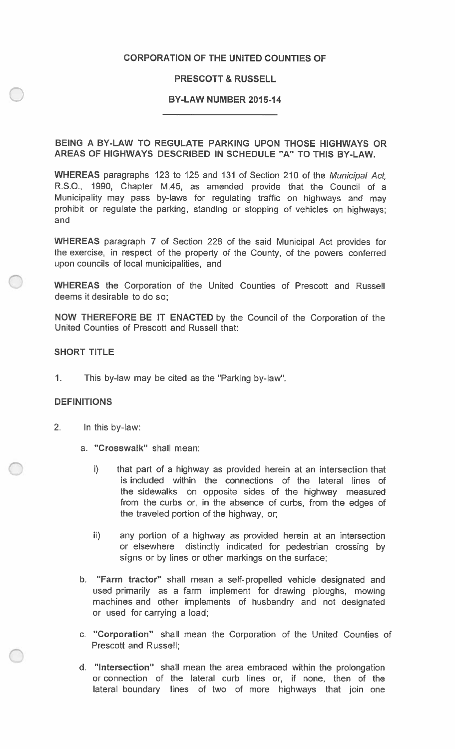# CORPORATION OF THE UNITED COUNTIES OF

# PRESCOTT & RUSSELL

## BY-LAW NUMBER 2015-14

**BEING A BY-LAW TO REGULATE PARKING UPON THOSE HIGHWAYS OR AREAS OF HIGHWAYS DESCRIBED IN SCHEDULE "A" TO THIS BY-LAW.**

**WHEREAS** paragraphs 123 to 125 and 131 of Section 210 of the *Municipal Act*, R.S.O., 1990, Chapter M.45, as amended provide that the Council of a Municipality may pass by-laws for regulating traffic on highways and may prohibit or regulate the parking, standing or stopping of vehicles on highways; and

**WHEREAS** paragraph 7 of Section 228 of the said Municipal Act provides for the exercise, in respect of the property of the County, of the powers conferred upon councils of local municipalities, and

**WHEREAS** the Corporation of the United Counties of Prescott and Russell deems it desirable to do so;

**NOW THEREFORE BE IT ENACTED** by the Council of the Corporation of the United Counties of Prescott and Russell that:

**SHORT TITLE**

1. This by-law may be cited as the "Parking by-law".

**DEFINITIONS**

2. In this by-law:

   a. **"Crosswalk"** shall mean:

      i) that part of a highway as provided herein at an intersection that is included within the connections of the lateral lines of the sidewalks on opposite sides of the highway measured from the curbs or, in the absence of curbs, from the edges of the traveled portion of the highway, or;

      ii) any portion of a highway as provided herein at an intersection or elsewhere distinctly indicated for pedestrian crossing by signs or by lines or other markings on the surface;

   b. **"Farm tractor"** shall mean a self-propelled vehicle designated and used primarily as a farm implement for drawing ploughs, mowing machines and other implements of husbandry and not designated or used for carrying a load;

   c. **"Corporation"** shall mean the Corporation of the United Counties of Prescott and Russell;

   d. **"Intersection"** shall mean the area embraced within the prolongation or connection of the lateral curb lines or, if none, then of the lateral boundary lines of two of more highways that join one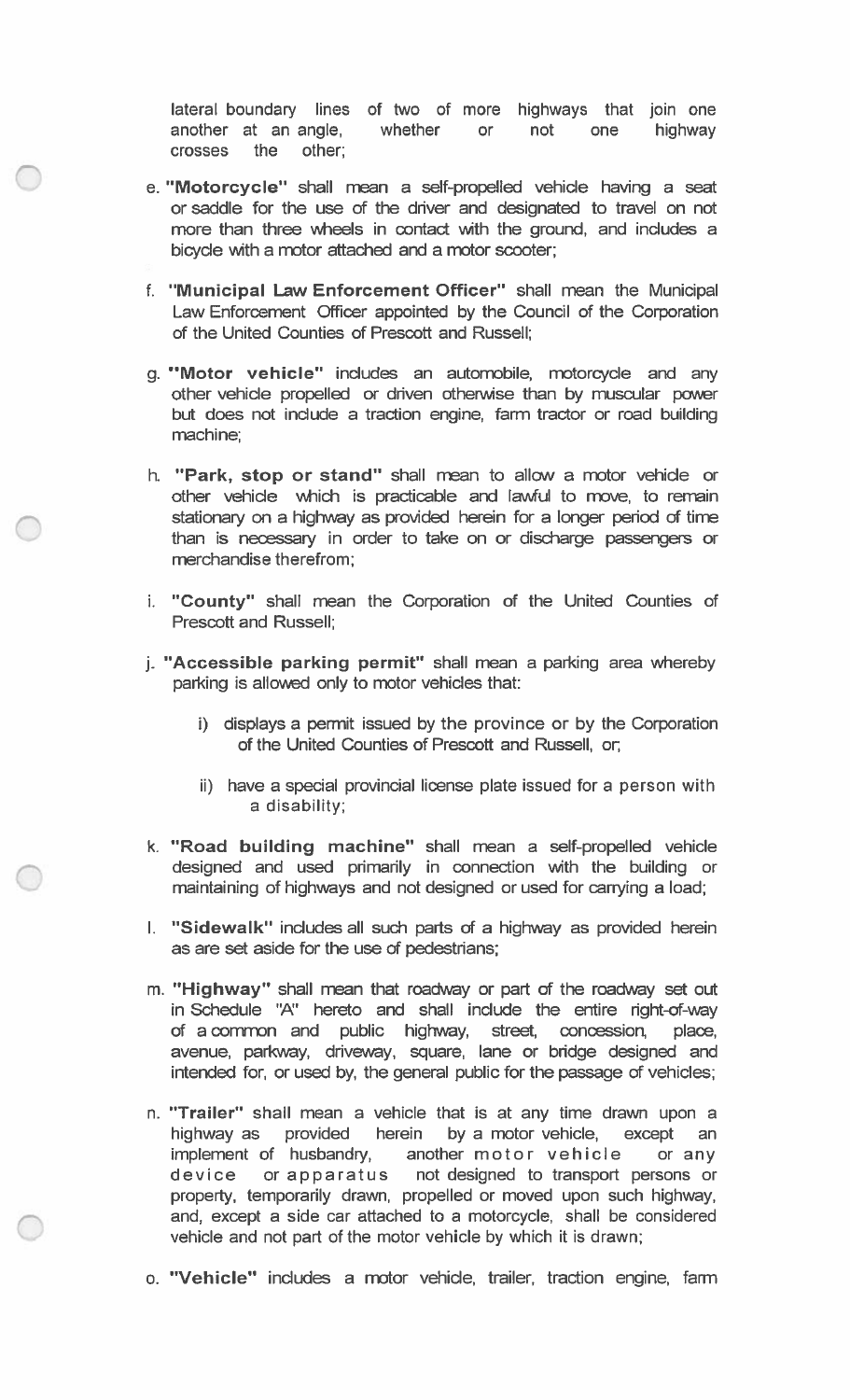lateral boundary lines of two of more highways that join one another at an angle, whether or not one highway crosses the other;

e. **"Motorcycle"** shall mean a self-propelled vehicle having a seat or saddle for the use of the driver and designated to travel on not more than three wheels in contact with the ground, and includes a bicycle with a motor attached and a motor scooter;

f. **"Municipal Law Enforcement Officer"** shall mean the Municipal Law Enforcement Officer appointed by the Council of the Corporation of the United Counties of Prescott and Russell;

g. **"Motor vehicle"** includes an automobile, motorcycle and any other vehicle propelled or driven otherwise than by muscular power but does not include a traction engine, farm tractor or road building machine;

h. **"Park, stop or stand"** shall mean to allow a motor vehicle or other vehicle which is practicable and lawful to move, to remain stationary on a highway as provided herein for a longer period of time than is necessary in order to take on or discharge passengers or merchandise therefrom;

i. **"County"** shall mean the Corporation of the United Counties of Prescott and Russell;

j. **"Accessible parking permit"** shall mean a parking area whereby parking is allowed only to motor vehicles that:

   i) displays a permit issued by the province or by the Corporation of the United Counties of Prescott and Russell, or;

   ii) have a special provincial license plate issued for a person with a disability;

k. **"Road building machine"** shall mean a self-propelled vehicle designed and used primarily in connection with the building or maintaining of highways and not designed or used for carrying a load;

l. **"Sidewalk"** includes all such parts of a highway as provided herein as are set aside for the use of pedestrians;

m. **"Highway"** shall mean that roadway or part of the roadway set out in Schedule "A" hereto and shall include the entire right-of-way of a common and public highway, street, concession, place, avenue, parkway, driveway, square, lane or bridge designed and intended for, or used by, the general public for the passage of vehicles;

n. **"Trailer"** shall mean a vehicle that is at any time drawn upon a highway as provided herein by a motor vehicle, except an implement of husbandry, another motor vehicle or any device or apparatus not designed to transport persons or property, temporarily drawn, propelled or moved upon such highway, and, except a side car attached to a motorcycle, shall be considered vehicle and not part of the motor vehicle by which it is drawn;

o. **"Vehicle"** includes a motor vehicle, trailer, traction engine, farm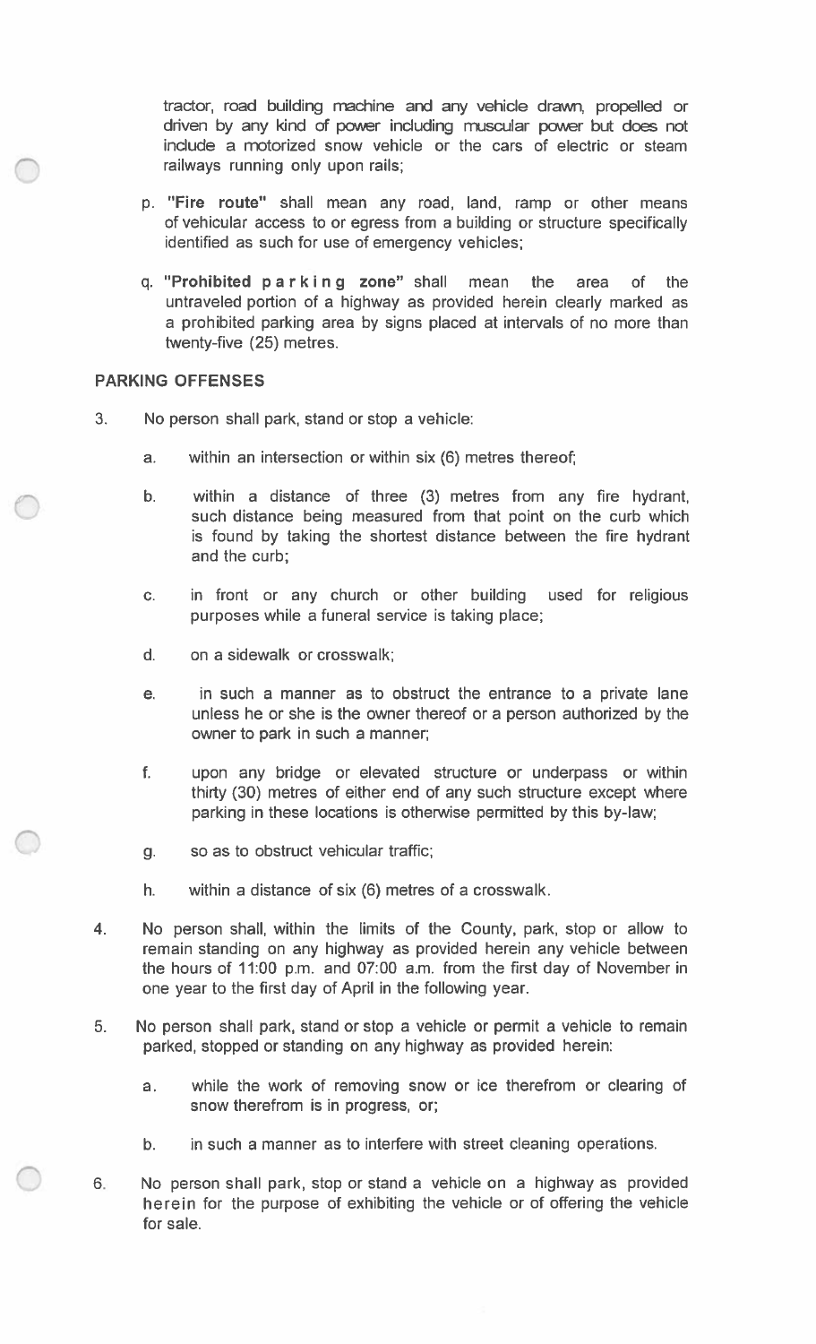tractor, road building machine and any vehicle drawn, propelled or driven by any kind of power including muscular power but does not include a motorized snow vehicle or the cars of electric or steam railways running only upon rails;

p. **"Fire route"** shall mean any road, land, ramp or other means of vehicular access to or egress from a building or structure specifically identified as such for use of emergency vehicles;

q. **"Prohibited parking zone"** shall mean the area of the untraveled portion of a highway as provided herein clearly marked as a prohibited parking area by signs placed at intervals of no more than twenty-five (25) metres.

## PARKING OFFENSES

3. No person shall park, stand or stop a vehicle:

   a. within an intersection or within six (6) metres thereof;

   b. within a distance of three (3) metres from any fire hydrant, such distance being measured from that point on the curb which is found by taking the shortest distance between the fire hydrant and the curb;

   c. in front or any church or other building used for religious purposes while a funeral service is taking place;

   d. on a sidewalk or crosswalk;

   e. in such a manner as to obstruct the entrance to a private lane unless he or she is the owner thereof or a person authorized by the owner to park in such a manner;

   f. upon any bridge or elevated structure or underpass or within thirty (30) metres of either end of any such structure except where parking in these locations is otherwise permitted by this by-law;

   g. so as to obstruct vehicular traffic;

   h. within a distance of six (6) metres of a crosswalk.

4. No person shall, within the limits of the County, park, stop or allow to remain standing on any highway as provided herein any vehicle between the hours of 11:00 p.m. and 07:00 a.m. from the first day of November in one year to the first day of April in the following year.

5. No person shall park, stand or stop a vehicle or permit a vehicle to remain parked, stopped or standing on any highway as provided herein:

   a. while the work of removing snow or ice therefrom or clearing of snow therefrom is in progress, or;

   b. in such a manner as to interfere with street cleaning operations.

6. No person shall park, stop or stand a vehicle on a highway as provided herein for the purpose of exhibiting the vehicle or of offering the vehicle for sale.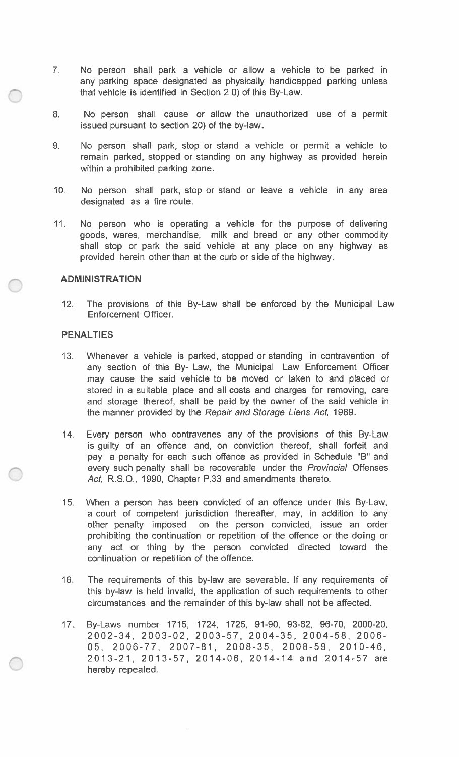7. No person shall park a vehicle or allow a vehicle to be parked in any parking space designated as physically handicapped parking unless that vehicle is identified in Section 2 0) of this By-Law.

8. No person shall cause or allow the unauthorized use of a permit issued pursuant to section 20) of the by-law.

9. No person shall park, stop or stand a vehicle or permit a vehicle to remain parked, stopped or standing on any highway as provided herein within a prohibited parking zone.

10. No person shall park, stop or stand or leave a vehicle in any area designated as a fire route.

11. No person who is operating a vehicle for the purpose of delivering goods, wares, merchandise, milk and bread or any other commodity shall stop or park the said vehicle at any place on any highway as provided herein other than at the curb or side of the highway.

**ADMINISTRATION**

12. The provisions of this By-Law shall be enforced by the Municipal Law Enforcement Officer.

**PENALTIES**

13. Whenever a vehicle is parked, stopped or standing in contravention of any section of this By- Law, the Municipal Law Enforcement Officer may cause the said vehicle to be moved or taken to and placed or stored in a suitable place and all costs and charges for removing, care and storage thereof, shall be paid by the owner of the said vehicle in the manner provided by the *Repair and Storage Liens Act,* 1989.

14. Every person who contravenes any of the provisions of this By-Law is guilty of an offence and, on conviction thereof, shall forfeit and pay a penalty for each such offence as provided in Schedule "B" and every such penalty shall be recoverable under the *Provincial* Offenses *Act,* R.S.O., 1990, Chapter P.33 and amendments thereto.

15. When a person has been convicted of an offence under this By-Law, a court of competent jurisdiction thereafter, may, in addition to any other penalty imposed on the person convicted, issue an order prohibiting the continuation or repetition of the offence or the doing or any act or thing by the person convicted directed toward the continuation or repetition of the offence.

16. The requirements of this by-law are severable. If any requirements of this by-law is held invalid, the application of such requirements to other circumstances and the remainder of this by-law shall not be affected.

17. By-Laws number 1715, 1724, 1725, 91-90, 93-62, 96-70, 2000-20, 2002-34, 2003-02, 2003-57, 2004-35, 2004-58, 2006-05, 2006-77, 2007-81, 2008-35, 2008-59, 2010-46, 2013-21, 2013-57, 2014-06, 2014-14 and 2014-57 are hereby repealed.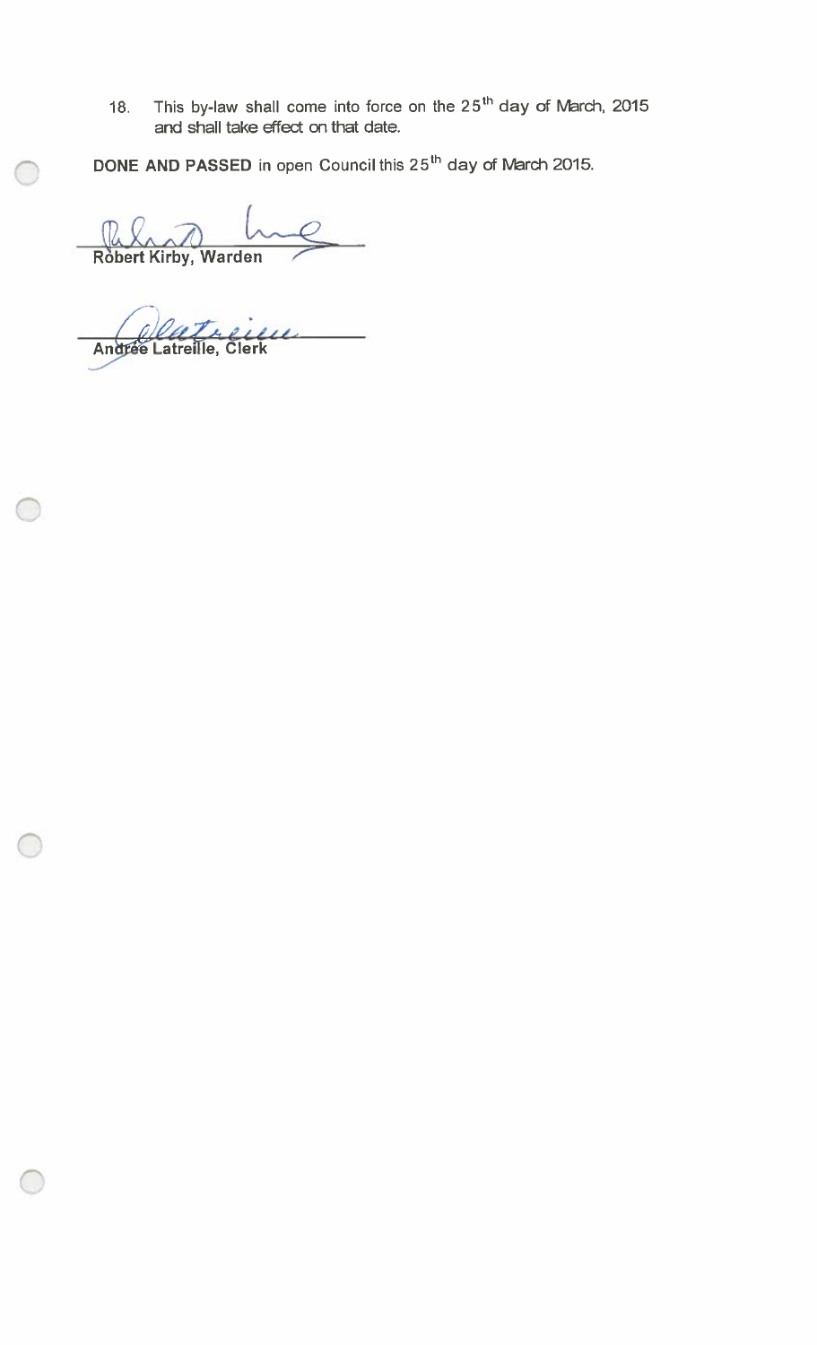18. This by-law shall come into force on the 25th day of March, 2015 and shall take effect on that date.

**DONE AND PASSED** in open Council this 25th day of March 2015.

**Robert Kirby, Warden**

**Andrée Latreille, Clerk**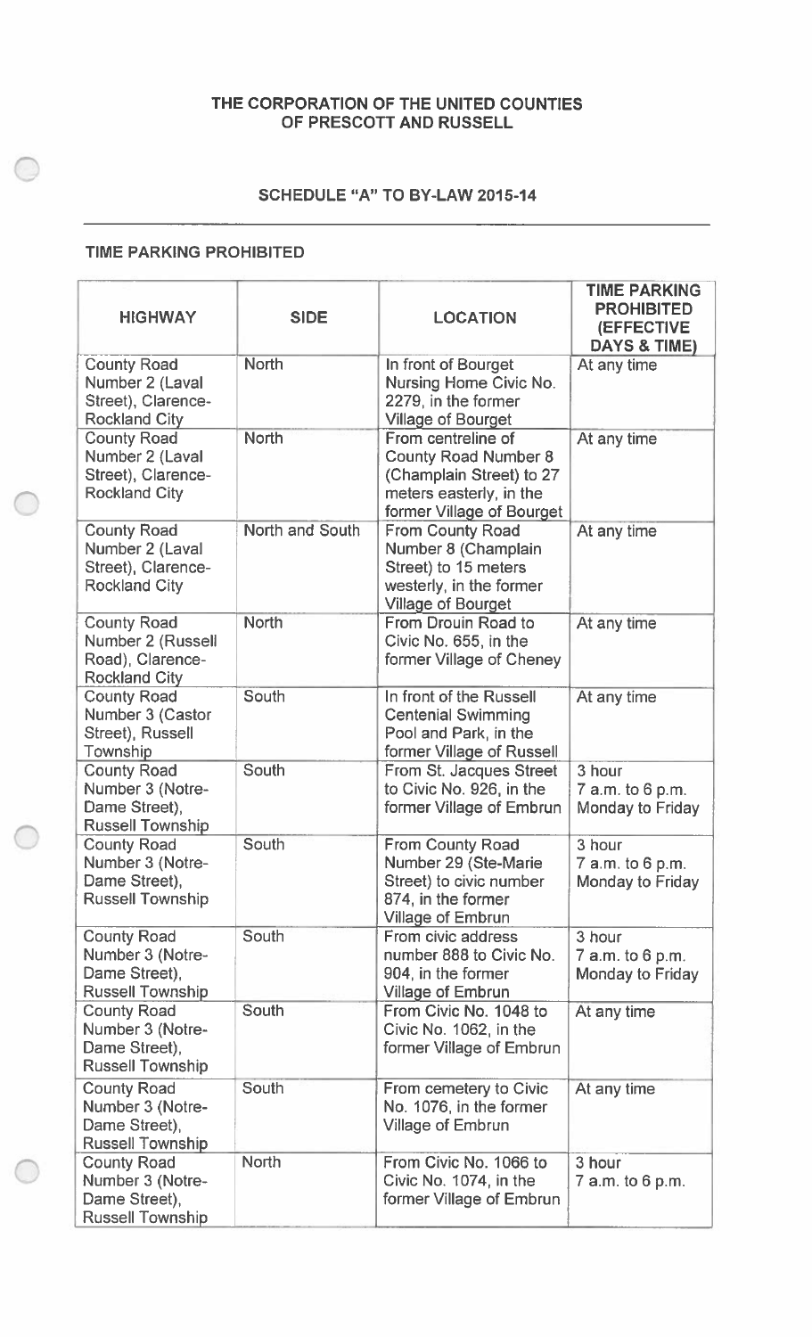**THE CORPORATION OF THE UNITED COUNTIES OF PRESCOTT AND RUSSELL**

**SCHEDULE "A" TO BY-LAW 2015-14**

**TIME PARKING PROHIBITED**

| HIGHWAY | SIDE | LOCATION | TIME PARKING PROHIBITED (EFFECTIVE DAYS & TIME) |
|---|---|---|---|
| County Road Number 2 (Laval Street), Clarence-Rockland City | North | In front of Bourget Nursing Home Civic No. 2279, in the former Village of Bourget | At any time |
| County Road Number 2 (Laval Street), Clarence-Rockland City | North | From centreline of County Road Number 8 (Champlain Street) to 27 meters easterly, in the former Village of Bourget | At any time |
| County Road Number 2 (Laval Street), Clarence-Rockland City | North and South | From County Road Number 8 (Champlain Street) to 15 meters westerly, in the former Village of Bourget | At any time |
| County Road Number 2 (Russell Road), Clarence-Rockland City | North | From Drouin Road to Civic No. 655, in the former Village of Cheney | At any time |
| County Road Number 3 (Castor Street), Russell Township | South | In front of the Russell Centenial Swimming Pool and Park, in the former Village of Russell | At any time |
| County Road Number 3 (Notre-Dame Street), Russell Township | South | From St. Jacques Street to Civic No. 926, in the former Village of Embrun | 3 hour 7 a.m. to 6 p.m. Monday to Friday |
| County Road Number 3 (Notre-Dame Street), Russell Township | South | From County Road Number 29 (Ste-Marie Street) to civic number 874, in the former Village of Embrun | 3 hour 7 a.m. to 6 p.m. Monday to Friday |
| County Road Number 3 (Notre-Dame Street), Russell Township | South | From civic address number 888 to Civic No. 904, in the former Village of Embrun | 3 hour 7 a.m. to 6 p.m. Monday to Friday |
| County Road Number 3 (Notre-Dame Street), Russell Township | South | From Civic No. 1048 to Civic No. 1062, in the former Village of Embrun | At any time |
| County Road Number 3 (Notre-Dame Street), Russell Township | South | From cemetery to Civic No. 1076, in the former Village of Embrun | At any time |
| County Road Number 3 (Notre-Dame Street), Russell Township | North | From Civic No. 1066 to Civic No. 1074, in the former Village of Embrun | 3 hour 7 a.m. to 6 p.m. |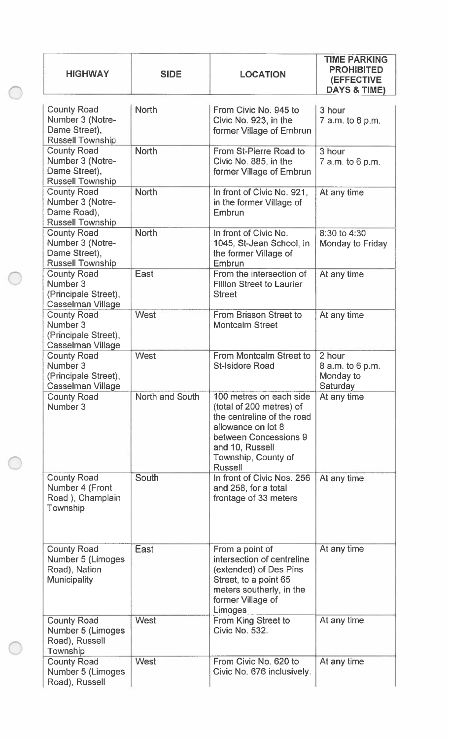| HIGHWAY | SIDE | LOCATION | TIME PARKING PROHIBITED (EFFECTIVE DAYS & TIME) |
| --- | --- | --- | --- |
| County Road Number 3 (Notre-Dame Street), Russell Township | North | From Civic No. 945 to Civic No. 923, in the former Village of Embrun | 3 hour 7 a.m. to 6 p.m. |
| County Road Number 3 (Notre-Dame Street), Russell Township | North | From St-Pierre Road to Civic No. 885, in the former Village of Embrun | 3 hour 7 a.m. to 6 p.m. |
| County Road Number 3 (Notre-Dame Road), Russell Township | North | In front of Civic No. 921, in the former Village of Embrun | At any time |
| County Road Number 3 (Notre-Dame Street), Russell Township | North | In front of Civic No. 1045, St-Jean School, in the former Village of Embrun | 8:30 to 4:30 Monday to Friday |
| County Road Number 3 (Principale Street), Casselman Village | East | From the intersection of Fillion Street to Laurier Street | At any time |
| County Road Number 3 (Principale Street), Casselman Village | West | From Brisson Street to Montcalm Street | At any time |
| County Road Number 3 (Principale Street), Casselman Village | West | From Montcalm Street to St-Isidore Road | 2 hour 8 a.m. to 6 p.m. Monday to Saturday |
| County Road Number 3 | North and South | 100 metres on each side (total of 200 metres) of the centreline of the road allowance on lot 8 between Concessions 9 and 10, Russell Township, County of Russell | At any time |
| County Road Number 4 (Front Road ), Champlain Township | South | In front of Civic Nos. 256 and 258, for a total frontage of 33 meters | At any time |
| County Road Number 5 (Limoges Road), Nation Municipality | East | From a point of intersection of centreline (extended) of Des Pins Street, to a point 65 meters southerly, in the former Village of Limoges | At any time |
| County Road Number 5 (Limoges Road), Russell Township | West | From King Street to Civic No. 532. | At any time |
| County Road Number 5 (Limoges Road), Russell | West | From Civic No. 620 to Civic No. 676 inclusively. | At any time |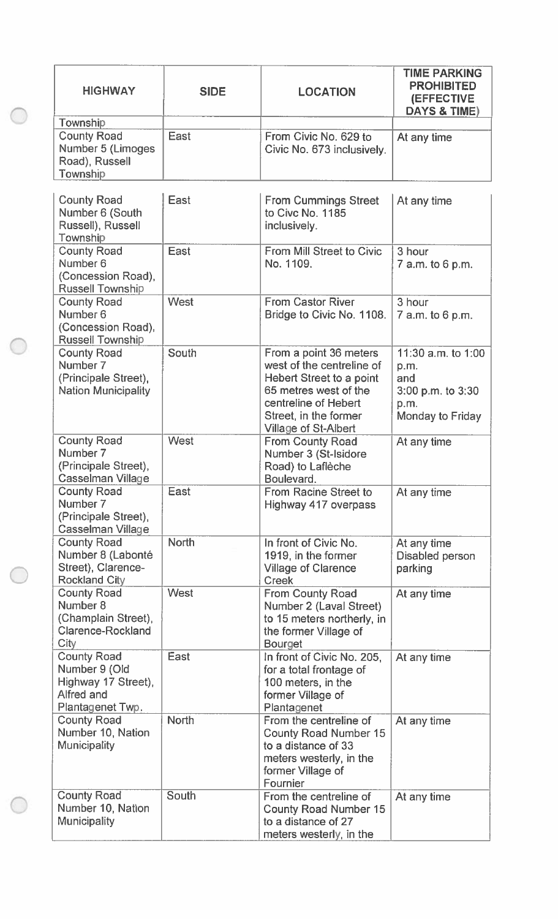| HIGHWAY | SIDE | LOCATION | TIME PARKING PROHIBITED (EFFECTIVE DAYS & TIME) |
|---|---|---|---|
| Township | | | |
| County Road Number 5 (Limoges Road), Russell Township | East | From Civic No. 629 to Civic No. 673 inclusively. | At any time |
| County Road Number 6 (South Russell), Russell Township | East | From Cummings Street to Civc No. 1185 inclusively. | At any time |
| County Road Number 6 (Concession Road), Russell Township | East | From Mill Street to Civic No. 1109. | 3 hour 7 a.m. to 6 p.m. |
| County Road Number 6 (Concession Road), Russell Township | West | From Castor River Bridge to Civic No. 1108. | 3 hour 7 a.m. to 6 p.m. |
| County Road Number 7 (Principale Street), Nation Municipality | South | From a point 36 meters west of the centreline of Hebert Street to a point 65 metres west of the centreline of Hebert Street, in the former Village of St-Albert | 11:30 a.m. to 1:00 p.m. and 3:00 p.m. to 3:30 p.m. Monday to Friday |
| County Road Number 7 (Principale Street), Casselman Village | West | From County Road Number 3 (St-Isidore Road) to Laflèche Boulevard. | At any time |
| County Road Number 7 (Principale Street), Casselman Village | East | From Racine Street to Highway 417 overpass | At any time |
| County Road Number 8 (Labonté Street), Clarence-Rockland City | North | In front of Civic No. 1919, in the former Village of Clarence Creek | At any time Disabled person parking |
| County Road Number 8 (Champlain Street), Clarence-Rockland City | West | From County Road Number 2 (Laval Street) to 15 meters northerly, in the former Village of Bourget | At any time |
| County Road Number 9 (Old Highway 17 Street), Alfred and Plantagenet Twp. | East | In front of Civic No. 205, for a total frontage of 100 meters, in the former Village of Plantagenet | At any time |
| County Road Number 10, Nation Municipality | North | From the centreline of County Road Number 15 to a distance of 33 meters westerly, in the former Village of Fournier | At any time |
| County Road Number 10, Nation Municipality | South | From the centreline of County Road Number 15 to a distance of 27 meters westerly, in the | At any time |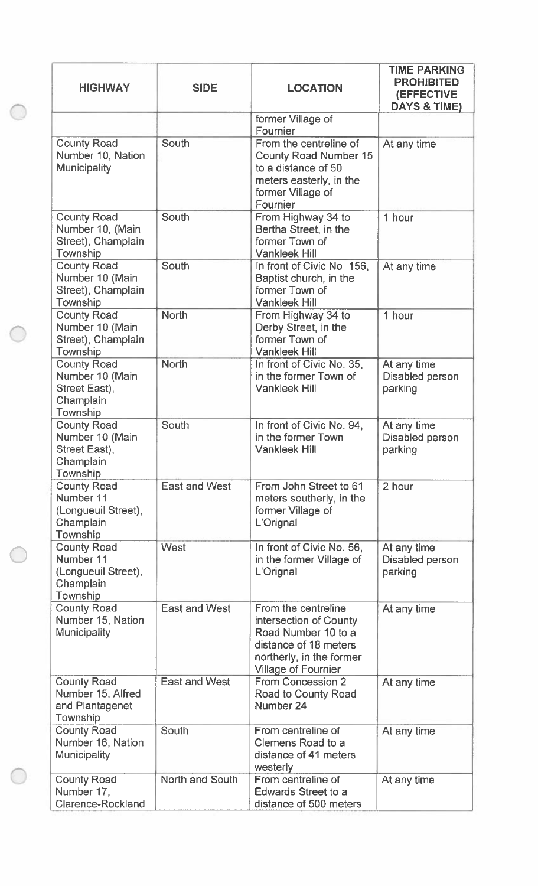| HIGHWAY | SIDE | LOCATION | TIME PARKING PROHIBITED (EFFECTIVE DAYS & TIME) |
|---|---|---|---|
| | | former Village of Fournier | |
| County Road Number 10, Nation Municipality | South | From the centreline of County Road Number 15 to a distance of 50 meters easterly, in the former Village of Fournier | At any time |
| County Road Number 10, (Main Street), Champlain Township | South | From Highway 34 to Bertha Street, in the former Town of Vankleek Hill | 1 hour |
| County Road Number 10 (Main Street), Champlain Township | South | In front of Civic No. 156, Baptist church, in the former Town of Vankleek Hill | At any time |
| County Road Number 10 (Main Street), Champlain Township | North | From Highway 34 to Derby Street, in the former Town of Vankleek Hill | 1 hour |
| County Road Number 10 (Main Street East), Champlain Township | North | In front of Civic No. 35, in the former Town of Vankleek Hill | At any time Disabled person parking |
| County Road Number 10 (Main Street East), Champlain Township | South | In front of Civic No. 94, in the former Town Vankleek Hill | At any time Disabled person parking |
| County Road Number 11 (Longueuil Street), Champlain Township | East and West | From John Street to 61 meters southerly, in the former Village of L'Orignal | 2 hour |
| County Road Number 11 (Longueuil Street), Champlain Township | West | In front of Civic No. 56, in the former Village of L'Orignal | At any time Disabled person parking |
| County Road Number 15, Nation Municipality | East and West | From the centreline intersection of County Road Number 10 to a distance of 18 meters northerly, in the former Village of Fournier | At any time |
| County Road Number 15, Alfred and Plantagenet Township | East and West | From Concession 2 Road to County Road Number 24 | At any time |
| County Road Number 16, Nation Municipality | South | From centreline of Clemens Road to a distance of 41 meters westerly | At any time |
| County Road Number 17, Clarence-Rockland | North and South | From centreline of Edwards Street to a distance of 500 meters | At any time |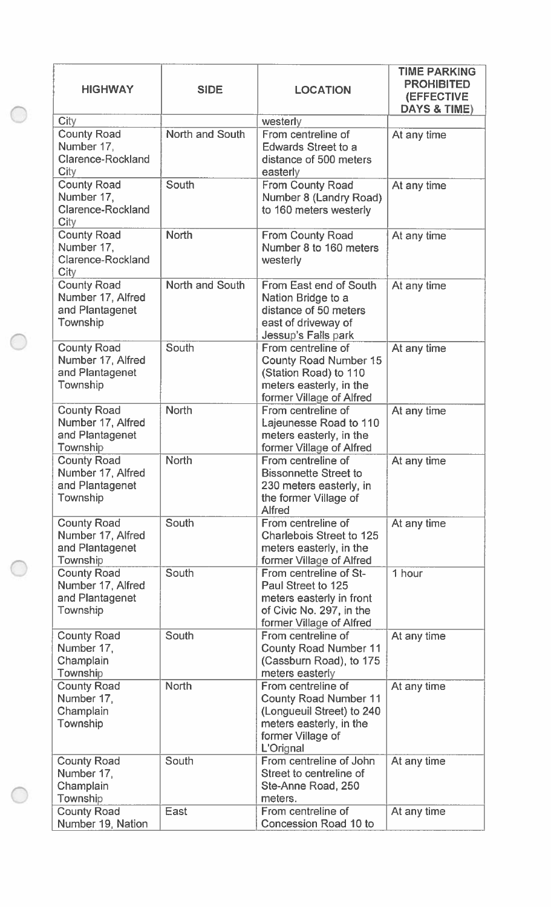| HIGHWAY | SIDE | LOCATION | TIME PARKING PROHIBITED (EFFECTIVE DAYS & TIME) |
|---|---|---|---|
| City | | westerly | |
| County Road Number 17, Clarence-Rockland City | North and South | From centreline of Edwards Street to a distance of 500 meters easterly | At any time |
| County Road Number 17, Clarence-Rockland City | South | From County Road Number 8 (Landry Road) to 160 meters westerly | At any time |
| County Road Number 17, Clarence-Rockland City | North | From County Road Number 8 to 160 meters westerly | At any time |
| County Road Number 17, Alfred and Plantagenet Township | North and South | From East end of South Nation Bridge to a distance of 50 meters east of driveway of Jessup's Falls park | At any time |
| County Road Number 17, Alfred and Plantagenet Township | South | From centreline of County Road Number 15 (Station Road) to 110 meters easterly, in the former Village of Alfred | At any time |
| County Road Number 17, Alfred and Plantagenet Township | North | From centreline of Lajeunesse Road to 110 meters easterly, in the former Village of Alfred | At any time |
| County Road Number 17, Alfred and Plantagenet Township | North | From centreline of Bissonnette Street to 230 meters easterly, in the former Village of Alfred | At any time |
| County Road Number 17, Alfred and Plantagenet Township | South | From centreline of Charlebois Street to 125 meters easterly, in the former Village of Alfred | At any time |
| County Road Number 17, Alfred and Plantagenet Township | South | From centreline of St-Paul Street to 125 meters easterly in front of Civic No. 297, in the former Village of Alfred | 1 hour |
| County Road Number 17, Champlain Township | South | From centreline of County Road Number 11 (Cassburn Road), to 175 meters easterly | At any time |
| County Road Number 17, Champlain Township | North | From centreline of County Road Number 11 (Longueuil Street) to 240 meters easterly, in the former Village of L'Orignal | At any time |
| County Road Number 17, Champlain Township | South | From centreline of John Street to centreline of Ste-Anne Road, 250 meters. | At any time |
| County Road Number 19, Nation | East | From centreline of Concession Road 10 to | At any time |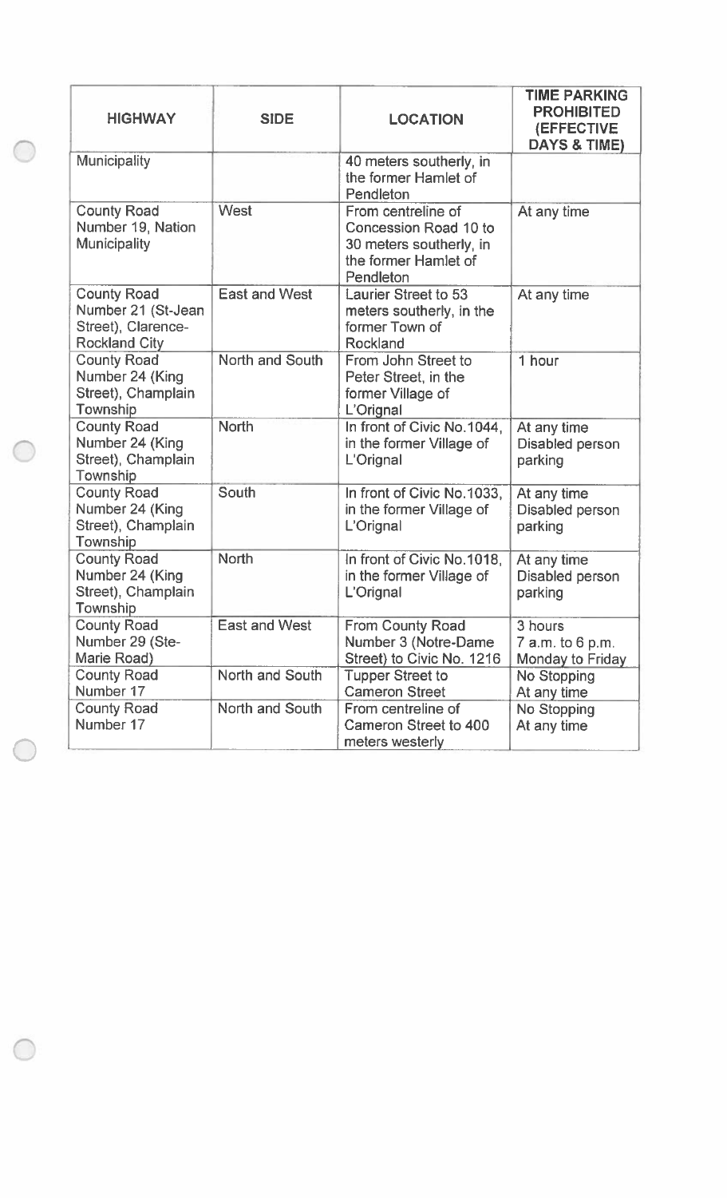| HIGHWAY | SIDE | LOCATION | TIME PARKING PROHIBITED (EFFECTIVE DAYS & TIME) |
|---|---|---|---|
| Municipality | | 40 meters southerly, in the former Hamlet of Pendleton | |
| County Road Number 19, Nation Municipality | West | From centreline of Concession Road 10 to 30 meters southerly, in the former Hamlet of Pendleton | At any time |
| County Road Number 21 (St-Jean Street), Clarence-Rockland City | East and West | Laurier Street to 53 meters southerly, in the former Town of Rockland | At any time |
| County Road Number 24 (King Street), Champlain Township | North and South | From John Street to Peter Street, in the former Village of L'Orignal | 1 hour |
| County Road Number 24 (King Street), Champlain Township | North | In front of Civic No.1044, in the former Village of L'Orignal | At any time Disabled person parking |
| County Road Number 24 (King Street), Champlain Township | South | In front of Civic No.1033, in the former Village of L'Orignal | At any time Disabled person parking |
| County Road Number 24 (King Street), Champlain Township | North | In front of Civic No.1018, in the former Village of L'Orignal | At any time Disabled person parking |
| County Road Number 29 (Ste-Marie Road) | East and West | From County Road Number 3 (Notre-Dame Street) to Civic No. 1216 | 3 hours 7 a.m. to 6 p.m. Monday to Friday |
| County Road Number 17 | North and South | Tupper Street to Cameron Street | No Stopping At any time |
| County Road Number 17 | North and South | From centreline of Cameron Street to 400 meters westerly | No Stopping At any time |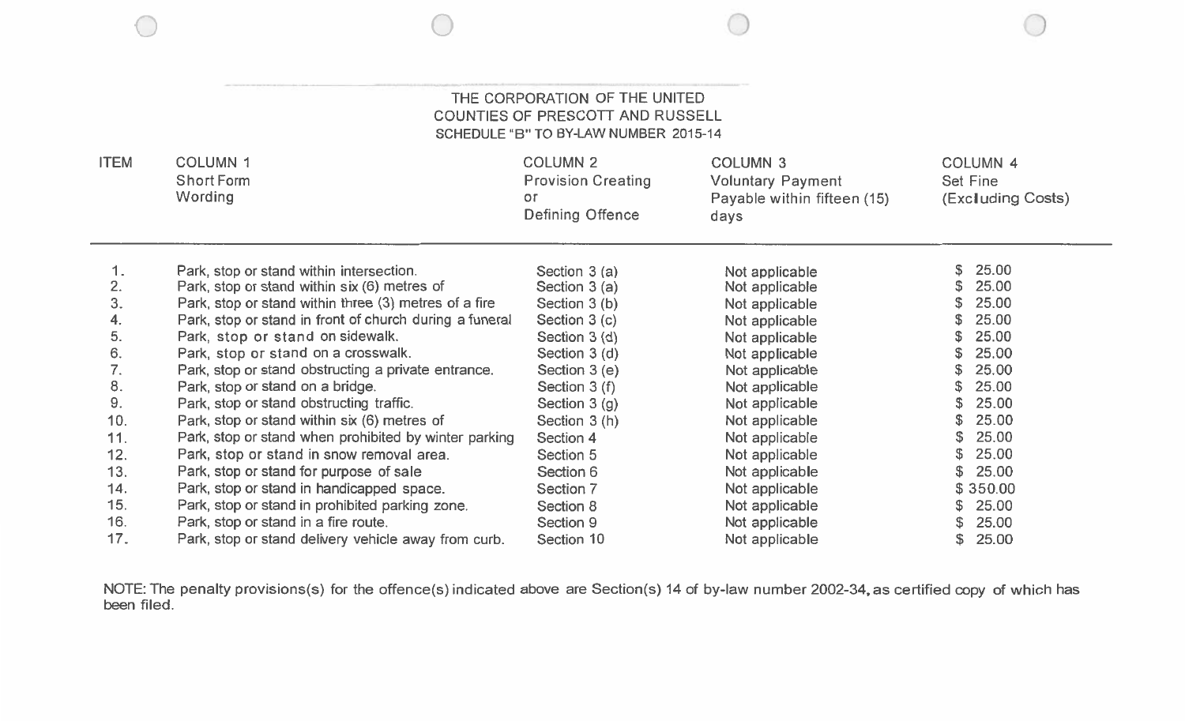THE CORPORATION OF THE UNITED
COUNTIES OF PRESCOTT AND RUSSELL
SCHEDULE "B" TO BY-LAW NUMBER 2015-14

| ITEM | COLUMN 1<br>Short Form<br>Wording | COLUMN 2<br>Provision Creating<br>or<br>Defining Offence | COLUMN 3<br>Voluntary Payment<br>Payable within fifteen (15)<br>days | COLUMN 4<br>Set Fine<br>(Excluding Costs) |
|---|---|---|---|---|
| 1. | Park, stop or stand within intersection. | Section 3 (a) | Not applicable | $ 25.00 |
| 2. | Park, stop or stand within six (6) metres of | Section 3 (a) | Not applicable | $ 25.00 |
| 3. | Park, stop or stand within three (3) metres of a fire | Section 3 (b) | Not applicable | $ 25.00 |
| 4. | Park, stop or stand in front of church during a funeral | Section 3 (c) | Not applicable | $ 25.00 |
| 5. | Park, stop or stand on sidewalk. | Section 3 (d) | Not applicable | $ 25.00 |
| 6. | Park, stop or stand on a crosswalk. | Section 3 (d) | Not applicable | $ 25.00 |
| 7. | Park, stop or stand obstructing a private entrance. | Section 3 (e) | Not applicable | $ 25.00 |
| 8. | Park, stop or stand on a bridge. | Section 3 (f) | Not applicable | $ 25.00 |
| 9. | Park, stop or stand obstructing traffic. | Section 3 (g) | Not applicable | $ 25.00 |
| 10. | Park, stop or stand within six (6) metres of | Section 3 (h) | Not applicable | $ 25.00 |
| 11. | Park, stop or stand when prohibited by winter parking | Section 4 | Not applicable | $ 25.00 |
| 12. | Park, stop or stand in snow removal area. | Section 5 | Not applicable | $ 25.00 |
| 13. | Park, stop or stand for purpose of sale | Section 6 | Not applicable | $ 25.00 |
| 14. | Park, stop or stand in handicapped space. | Section 7 | Not applicable | $ 350.00 |
| 15. | Park, stop or stand in prohibited parking zone. | Section 8 | Not applicable | $ 25.00 |
| 16. | Park, stop or stand in a fire route. | Section 9 | Not applicable | $ 25.00 |
| 17. | Park, stop or stand delivery vehicle away from curb. | Section 10 | Not applicable | $ 25.00 |

NOTE: The penalty provisions(s) for the offence(s) indicated above are Section(s) 14 of by-law number 2002-34, as certified copy of which has been filed.